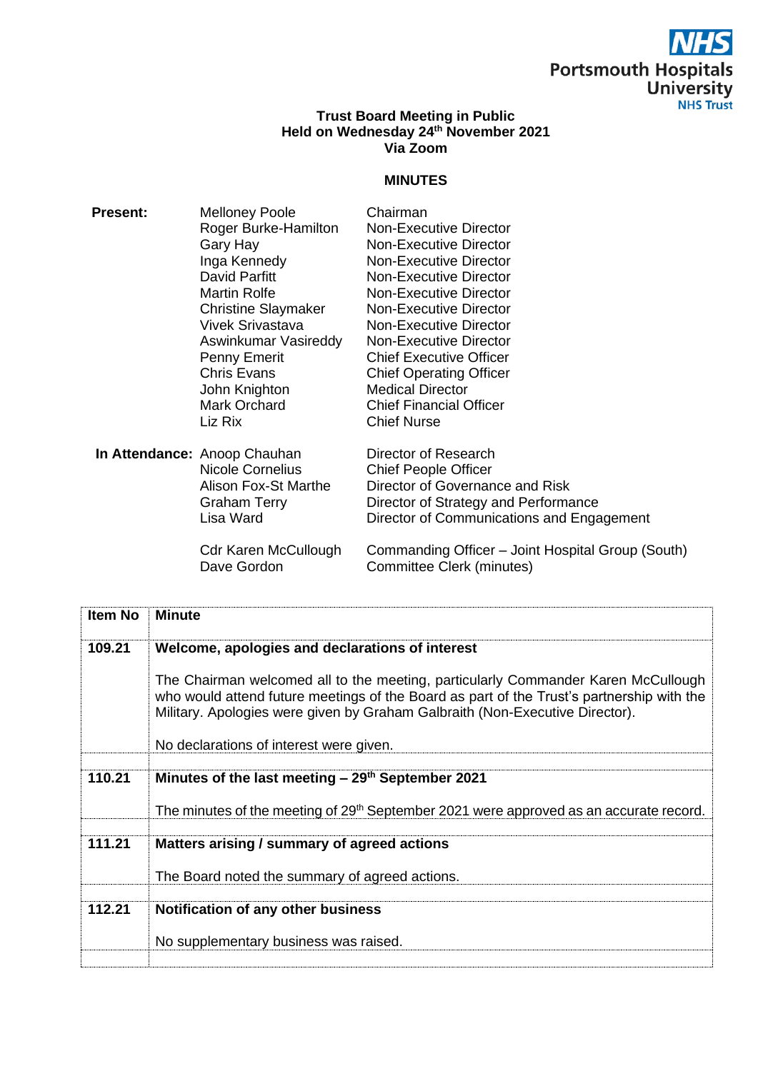**Portsmouth Hospitals University NHS Trust**

**Trust Board Meeting in Public**
**Held on Wednesday 24th November 2021**
**Via Zoom**

## MINUTES

| | | |
|---|---|---|
| **Present:** | Melloney Poole | Chairman |
| | Roger Burke-Hamilton | Non-Executive Director |
| | Gary Hay | Non-Executive Director |
| | Inga Kennedy | Non-Executive Director |
| | David Parfitt | Non-Executive Director |
| | Martin Rolfe | Non-Executive Director |
| | Christine Slaymaker | Non-Executive Director |
| | Vivek Srivastava | Non-Executive Director |
| | Aswinkumar Vasireddy | Non-Executive Director |
| | Penny Emerit | Chief Executive Officer |
| | Chris Evans | Chief Operating Officer |
| | John Knighton | Medical Director |
| | Mark Orchard | Chief Financial Officer |
| | Liz Rix | Chief Nurse |
| **In Attendance:** | Anoop Chauhan | Director of Research |
| | Nicole Cornelius | Chief People Officer |
| | Alison Fox-St Marthe | Director of Governance and Risk |
| | Graham Terry | Director of Strategy and Performance |
| | Lisa Ward | Director of Communications and Engagement |
| | Cdr Karen McCullough | Commanding Officer – Joint Hospital Group (South) |
| | Dave Gordon | Committee Clerk (minutes) |

| Item No | Minute |
|---|---|
| **109.21** | **Welcome, apologies and declarations of interest**<br><br>The Chairman welcomed all to the meeting, particularly Commander Karen McCullough who would attend future meetings of the Board as part of the Trust's partnership with the Military. Apologies were given by Graham Galbraith (Non-Executive Director).<br><br>No declarations of interest were given. |
| **110.21** | **Minutes of the last meeting – 29th September 2021**<br><br>The minutes of the meeting of 29th September 2021 were approved as an accurate record. |
| **111.21** | **Matters arising / summary of agreed actions**<br><br>The Board noted the summary of agreed actions. |
| **112.21** | **Notification of any other business**<br><br>No supplementary business was raised. |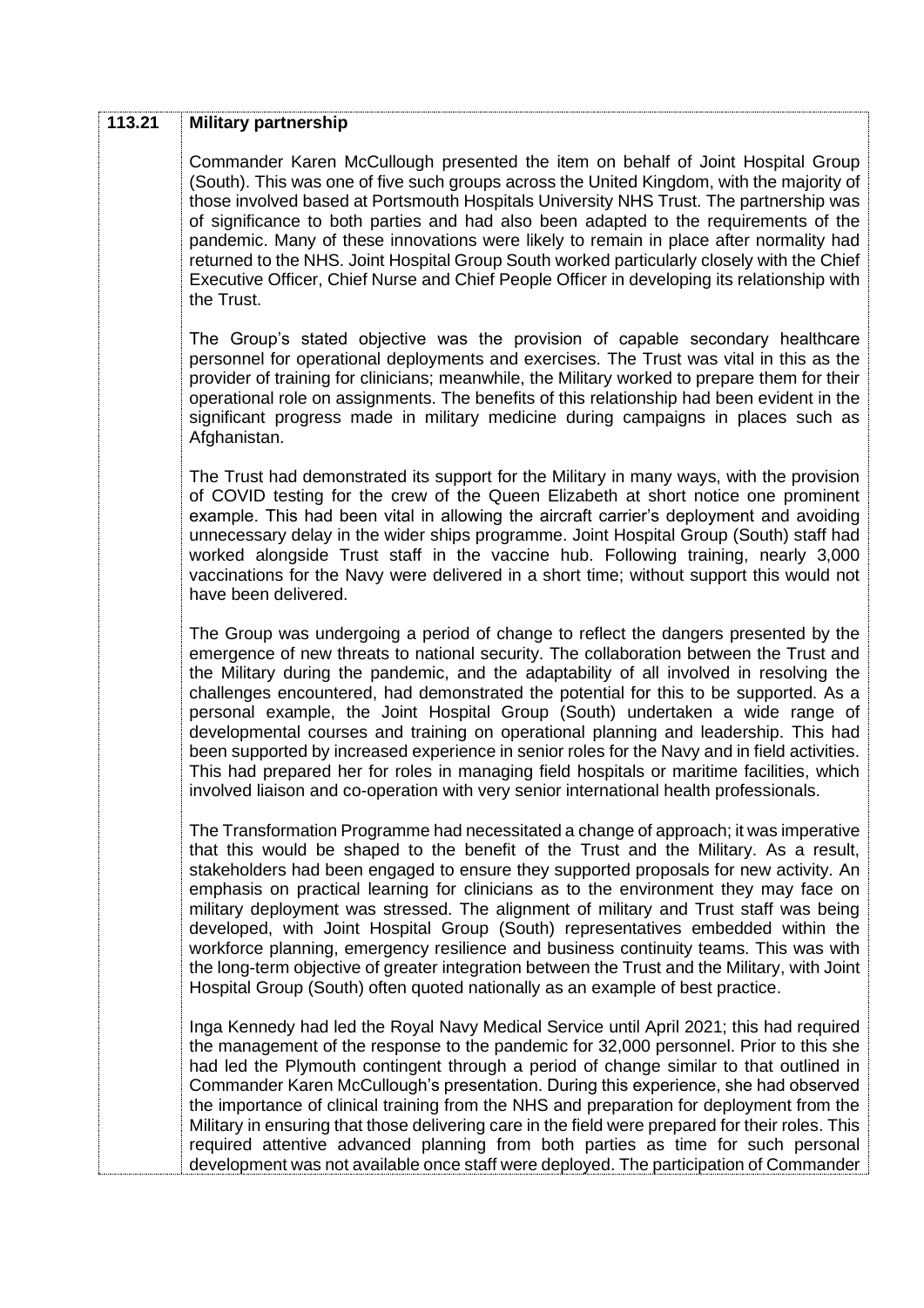| 113.21 | **Military partnership** |
|---|---|
| | Commander Karen McCullough presented the item on behalf of Joint Hospital Group (South). This was one of five such groups across the United Kingdom, with the majority of those involved based at Portsmouth Hospitals University NHS Trust. The partnership was of significance to both parties and had also been adapted to the requirements of the pandemic. Many of these innovations were likely to remain in place after normality had returned to the NHS. Joint Hospital Group South worked particularly closely with the Chief Executive Officer, Chief Nurse and Chief People Officer in developing its relationship with the Trust.<br><br>The Group's stated objective was the provision of capable secondary healthcare personnel for operational deployments and exercises. The Trust was vital in this as the provider of training for clinicians; meanwhile, the Military worked to prepare them for their operational role on assignments. The benefits of this relationship had been evident in the significant progress made in military medicine during campaigns in places such as Afghanistan.<br><br>The Trust had demonstrated its support for the Military in many ways, with the provision of COVID testing for the crew of the Queen Elizabeth at short notice one prominent example. This had been vital in allowing the aircraft carrier's deployment and avoiding unnecessary delay in the wider ships programme. Joint Hospital Group (South) staff had worked alongside Trust staff in the vaccine hub. Following training, nearly 3,000 vaccinations for the Navy were delivered in a short time; without support this would not have been delivered.<br><br>The Group was undergoing a period of change to reflect the dangers presented by the emergence of new threats to national security. The collaboration between the Trust and the Military during the pandemic, and the adaptability of all involved in resolving the challenges encountered, had demonstrated the potential for this to be supported. As a personal example, the Joint Hospital Group (South) undertaken a wide range of developmental courses and training on operational planning and leadership. This had been supported by increased experience in senior roles for the Navy and in field activities. This had prepared her for roles in managing field hospitals or maritime facilities, which involved liaison and co-operation with very senior international health professionals.<br><br>The Transformation Programme had necessitated a change of approach; it was imperative that this would be shaped to the benefit of the Trust and the Military. As a result, stakeholders had been engaged to ensure they supported proposals for new activity. An emphasis on practical learning for clinicians as to the environment they may face on military deployment was stressed. The alignment of military and Trust staff was being developed, with Joint Hospital Group (South) representatives embedded within the workforce planning, emergency resilience and business continuity teams. This was with the long-term objective of greater integration between the Trust and the Military, with Joint Hospital Group (South) often quoted nationally as an example of best practice.<br><br>Inga Kennedy had led the Royal Navy Medical Service until April 2021; this had required the management of the response to the pandemic for 32,000 personnel. Prior to this she had led the Plymouth contingent through a period of change similar to that outlined in Commander Karen McCullough's presentation. During this experience, she had observed the importance of clinical training from the NHS and preparation for deployment from the Military in ensuring that those delivering care in the field were prepared for their roles. This required attentive advanced planning from both parties as time for such personal development was not available once staff were deployed. The participation of Commander |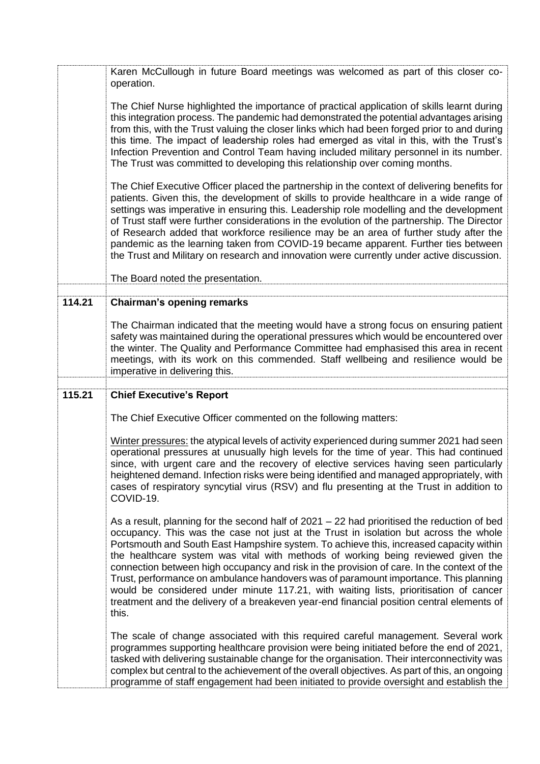| | |
|---|---|
| | Karen McCullough in future Board meetings was welcomed as part of this closer co-operation.<br><br>The Chief Nurse highlighted the importance of practical application of skills learnt during this integration process. The pandemic had demonstrated the potential advantages arising from this, with the Trust valuing the closer links which had been forged prior to and during this time. The impact of leadership roles had emerged as vital in this, with the Trust's Infection Prevention and Control Team having included military personnel in its number. The Trust was committed to developing this relationship over coming months.<br><br>The Chief Executive Officer placed the partnership in the context of delivering benefits for patients. Given this, the development of skills to provide healthcare in a wide range of settings was imperative in ensuring this. Leadership role modelling and the development of Trust staff were further considerations in the evolution of the partnership. The Director of Research added that workforce resilience may be an area of further study after the pandemic as the learning taken from COVID-19 became apparent. Further ties between the Trust and Military on research and innovation were currently under active discussion.<br><br>The Board noted the presentation. |
| | |
| **114.21** | **Chairman's opening remarks**<br><br>The Chairman indicated that the meeting would have a strong focus on ensuring patient safety was maintained during the operational pressures which would be encountered over the winter. The Quality and Performance Committee had emphasised this area in recent meetings, with its work on this commended. Staff wellbeing and resilience would be imperative in delivering this. |
| | |
| **115.21** | **Chief Executive's Report**<br><br>The Chief Executive Officer commented on the following matters:<br><br><u>Winter pressures:</u> the atypical levels of activity experienced during summer 2021 had seen operational pressures at unusually high levels for the time of year. This had continued since, with urgent care and the recovery of elective services having seen particularly heightened demand. Infection risks were being identified and managed appropriately, with cases of respiratory syncytial virus (RSV) and flu presenting at the Trust in addition to COVID-19.<br><br>As a result, planning for the second half of 2021 – 22 had prioritised the reduction of bed occupancy. This was the case not just at the Trust in isolation but across the whole Portsmouth and South East Hampshire system. To achieve this, increased capacity within the healthcare system was vital with methods of working being reviewed given the connection between high occupancy and risk in the provision of care. In the context of the Trust, performance on ambulance handovers was of paramount importance. This planning would be considered under minute 117.21, with waiting lists, prioritisation of cancer treatment and the delivery of a breakeven year-end financial position central elements of this.<br><br>The scale of change associated with this required careful management. Several work programmes supporting healthcare provision were being initiated before the end of 2021, tasked with delivering sustainable change for the organisation. Their interconnectivity was complex but central to the achievement of the overall objectives. As part of this, an ongoing programme of staff engagement had been initiated to provide oversight and establish the |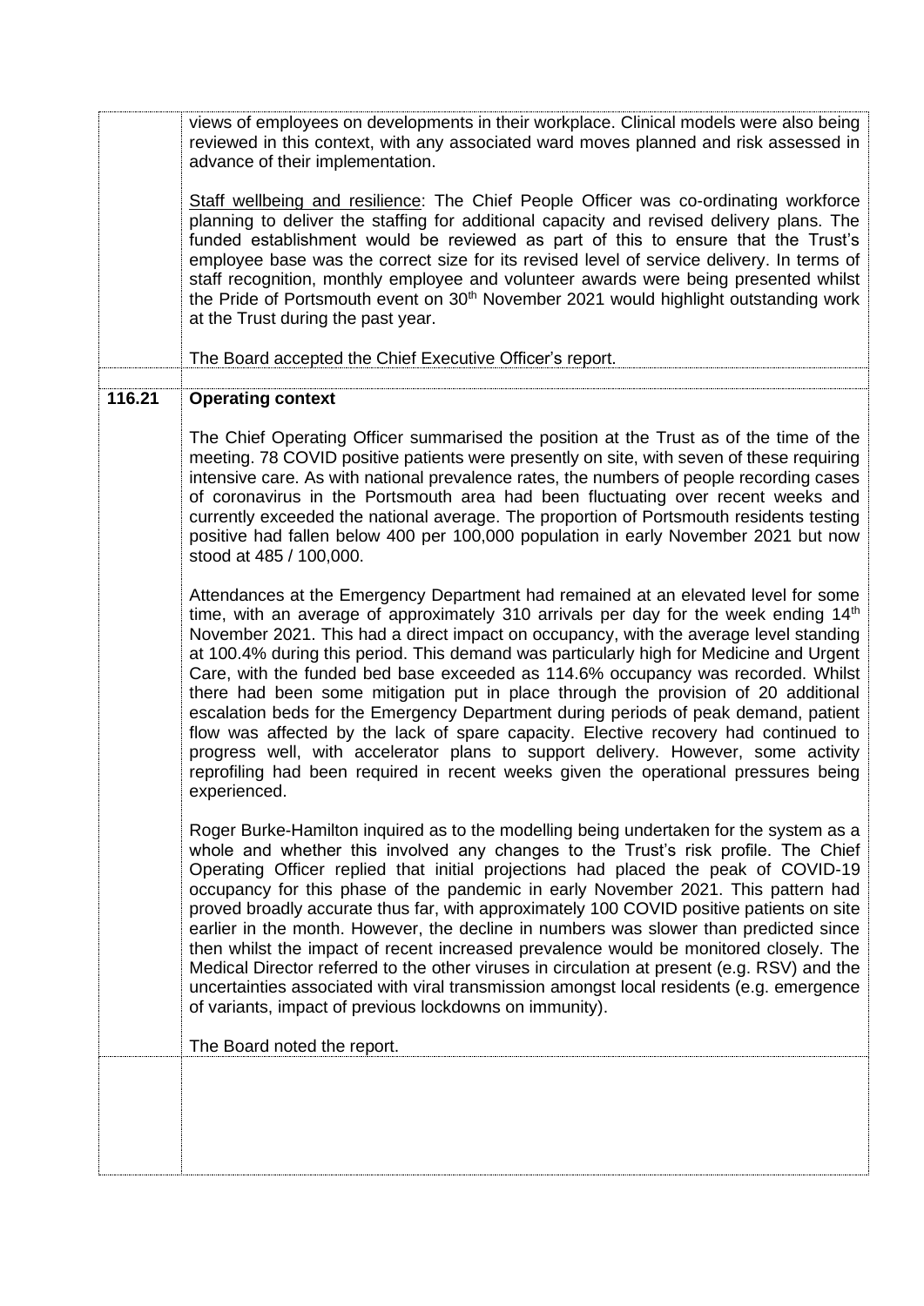| | |
|---|---|
| | views of employees on developments in their workplace. Clinical models were also being reviewed in this context, with any associated ward moves planned and risk assessed in advance of their implementation.<br><br><u>Staff wellbeing and resilience</u>: The Chief People Officer was co-ordinating workforce planning to deliver the staffing for additional capacity and revised delivery plans. The funded establishment would be reviewed as part of this to ensure that the Trust's employee base was the correct size for its revised level of service delivery. In terms of staff recognition, monthly employee and volunteer awards were being presented whilst the Pride of Portsmouth event on 30th November 2021 would highlight outstanding work at the Trust during the past year.<br><br>The Board accepted the Chief Executive Officer's report. |
| | |
| **116.21** | **Operating context**<br><br>The Chief Operating Officer summarised the position at the Trust as of the time of the meeting. 78 COVID positive patients were presently on site, with seven of these requiring intensive care. As with national prevalence rates, the numbers of people recording cases of coronavirus in the Portsmouth area had been fluctuating over recent weeks and currently exceeded the national average. The proportion of Portsmouth residents testing positive had fallen below 400 per 100,000 population in early November 2021 but now stood at 485 / 100,000.<br><br>Attendances at the Emergency Department had remained at an elevated level for some time, with an average of approximately 310 arrivals per day for the week ending 14th November 2021. This had a direct impact on occupancy, with the average level standing at 100.4% during this period. This demand was particularly high for Medicine and Urgent Care, with the funded bed base exceeded as 114.6% occupancy was recorded. Whilst there had been some mitigation put in place through the provision of 20 additional escalation beds for the Emergency Department during periods of peak demand, patient flow was affected by the lack of spare capacity. Elective recovery had continued to progress well, with accelerator plans to support delivery. However, some activity reprofiling had been required in recent weeks given the operational pressures being experienced.<br><br>Roger Burke-Hamilton inquired as to the modelling being undertaken for the system as a whole and whether this involved any changes to the Trust's risk profile. The Chief Operating Officer replied that initial projections had placed the peak of COVID-19 occupancy for this phase of the pandemic in early November 2021. This pattern had proved broadly accurate thus far, with approximately 100 COVID positive patients on site earlier in the month. However, the decline in numbers was slower than predicted since then whilst the impact of recent increased prevalence would be monitored closely. The Medical Director referred to the other viruses in circulation at present (e.g. RSV) and the uncertainties associated with viral transmission amongst local residents (e.g. emergence of variants, impact of previous lockdowns on immunity).<br><br>The Board noted the report. |
| | |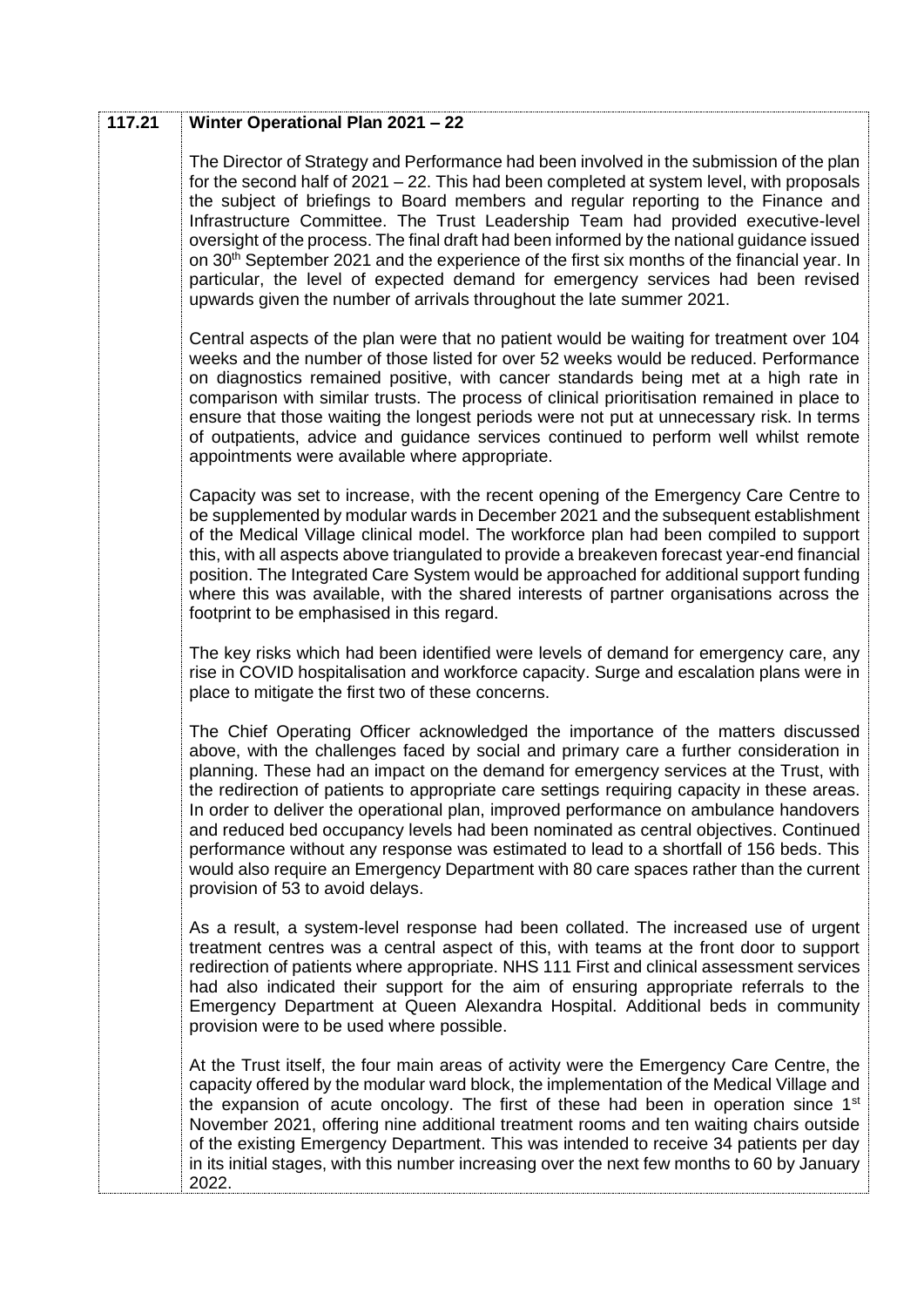| 117.21 | **Winter Operational Plan 2021 – 22** |
|---|---|

**117.21 Winter Operational Plan 2021 – 22**

The Director of Strategy and Performance had been involved in the submission of the plan for the second half of 2021 – 22. This had been completed at system level, with proposals the subject of briefings to Board members and regular reporting to the Finance and Infrastructure Committee. The Trust Leadership Team had provided executive-level oversight of the process. The final draft had been informed by the national guidance issued on 30th September 2021 and the experience of the first six months of the financial year. In particular, the level of expected demand for emergency services had been revised upwards given the number of arrivals throughout the late summer 2021.

Central aspects of the plan were that no patient would be waiting for treatment over 104 weeks and the number of those listed for over 52 weeks would be reduced. Performance on diagnostics remained positive, with cancer standards being met at a high rate in comparison with similar trusts. The process of clinical prioritisation remained in place to ensure that those waiting the longest periods were not put at unnecessary risk. In terms of outpatients, advice and guidance services continued to perform well whilst remote appointments were available where appropriate.

Capacity was set to increase, with the recent opening of the Emergency Care Centre to be supplemented by modular wards in December 2021 and the subsequent establishment of the Medical Village clinical model. The workforce plan had been compiled to support this, with all aspects above triangulated to provide a breakeven forecast year-end financial position. The Integrated Care System would be approached for additional support funding where this was available, with the shared interests of partner organisations across the footprint to be emphasised in this regard.

The key risks which had been identified were levels of demand for emergency care, any rise in COVID hospitalisation and workforce capacity. Surge and escalation plans were in place to mitigate the first two of these concerns.

The Chief Operating Officer acknowledged the importance of the matters discussed above, with the challenges faced by social and primary care a further consideration in planning. These had an impact on the demand for emergency services at the Trust, with the redirection of patients to appropriate care settings requiring capacity in these areas. In order to deliver the operational plan, improved performance on ambulance handovers and reduced bed occupancy levels had been nominated as central objectives. Continued performance without any response was estimated to lead to a shortfall of 156 beds. This would also require an Emergency Department with 80 care spaces rather than the current provision of 53 to avoid delays.

As a result, a system-level response had been collated. The increased use of urgent treatment centres was a central aspect of this, with teams at the front door to support redirection of patients where appropriate. NHS 111 First and clinical assessment services had also indicated their support for the aim of ensuring appropriate referrals to the Emergency Department at Queen Alexandra Hospital. Additional beds in community provision were to be used where possible.

At the Trust itself, the four main areas of activity were the Emergency Care Centre, the capacity offered by the modular ward block, the implementation of the Medical Village and the expansion of acute oncology. The first of these had been in operation since 1st November 2021, offering nine additional treatment rooms and ten waiting chairs outside of the existing Emergency Department. This was intended to receive 34 patients per day in its initial stages, with this number increasing over the next few months to 60 by January 2022.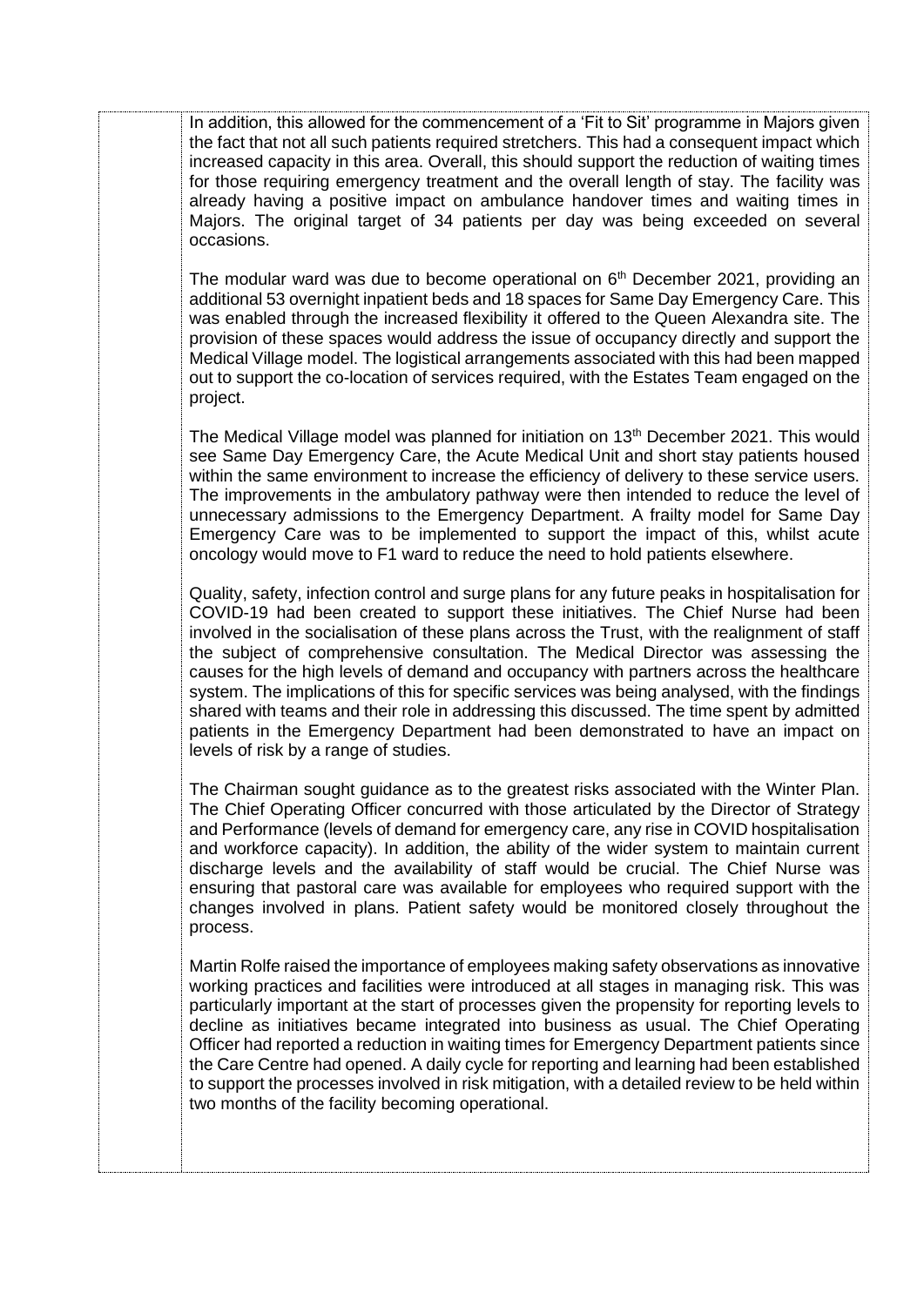In addition, this allowed for the commencement of a 'Fit to Sit' programme in Majors given the fact that not all such patients required stretchers. This had a consequent impact which increased capacity in this area. Overall, this should support the reduction of waiting times for those requiring emergency treatment and the overall length of stay. The facility was already having a positive impact on ambulance handover times and waiting times in Majors. The original target of 34 patients per day was being exceeded on several occasions.

The modular ward was due to become operational on 6th December 2021, providing an additional 53 overnight inpatient beds and 18 spaces for Same Day Emergency Care. This was enabled through the increased flexibility it offered to the Queen Alexandra site. The provision of these spaces would address the issue of occupancy directly and support the Medical Village model. The logistical arrangements associated with this had been mapped out to support the co-location of services required, with the Estates Team engaged on the project.

The Medical Village model was planned for initiation on 13th December 2021. This would see Same Day Emergency Care, the Acute Medical Unit and short stay patients housed within the same environment to increase the efficiency of delivery to these service users. The improvements in the ambulatory pathway were then intended to reduce the level of unnecessary admissions to the Emergency Department. A frailty model for Same Day Emergency Care was to be implemented to support the impact of this, whilst acute oncology would move to F1 ward to reduce the need to hold patients elsewhere.

Quality, safety, infection control and surge plans for any future peaks in hospitalisation for COVID-19 had been created to support these initiatives. The Chief Nurse had been involved in the socialisation of these plans across the Trust, with the realignment of staff the subject of comprehensive consultation. The Medical Director was assessing the causes for the high levels of demand and occupancy with partners across the healthcare system. The implications of this for specific services was being analysed, with the findings shared with teams and their role in addressing this discussed. The time spent by admitted patients in the Emergency Department had been demonstrated to have an impact on levels of risk by a range of studies.

The Chairman sought guidance as to the greatest risks associated with the Winter Plan. The Chief Operating Officer concurred with those articulated by the Director of Strategy and Performance (levels of demand for emergency care, any rise in COVID hospitalisation and workforce capacity). In addition, the ability of the wider system to maintain current discharge levels and the availability of staff would be crucial. The Chief Nurse was ensuring that pastoral care was available for employees who required support with the changes involved in plans. Patient safety would be monitored closely throughout the process.

Martin Rolfe raised the importance of employees making safety observations as innovative working practices and facilities were introduced at all stages in managing risk. This was particularly important at the start of processes given the propensity for reporting levels to decline as initiatives became integrated into business as usual. The Chief Operating Officer had reported a reduction in waiting times for Emergency Department patients since the Care Centre had opened. A daily cycle for reporting and learning had been established to support the processes involved in risk mitigation, with a detailed review to be held within two months of the facility becoming operational.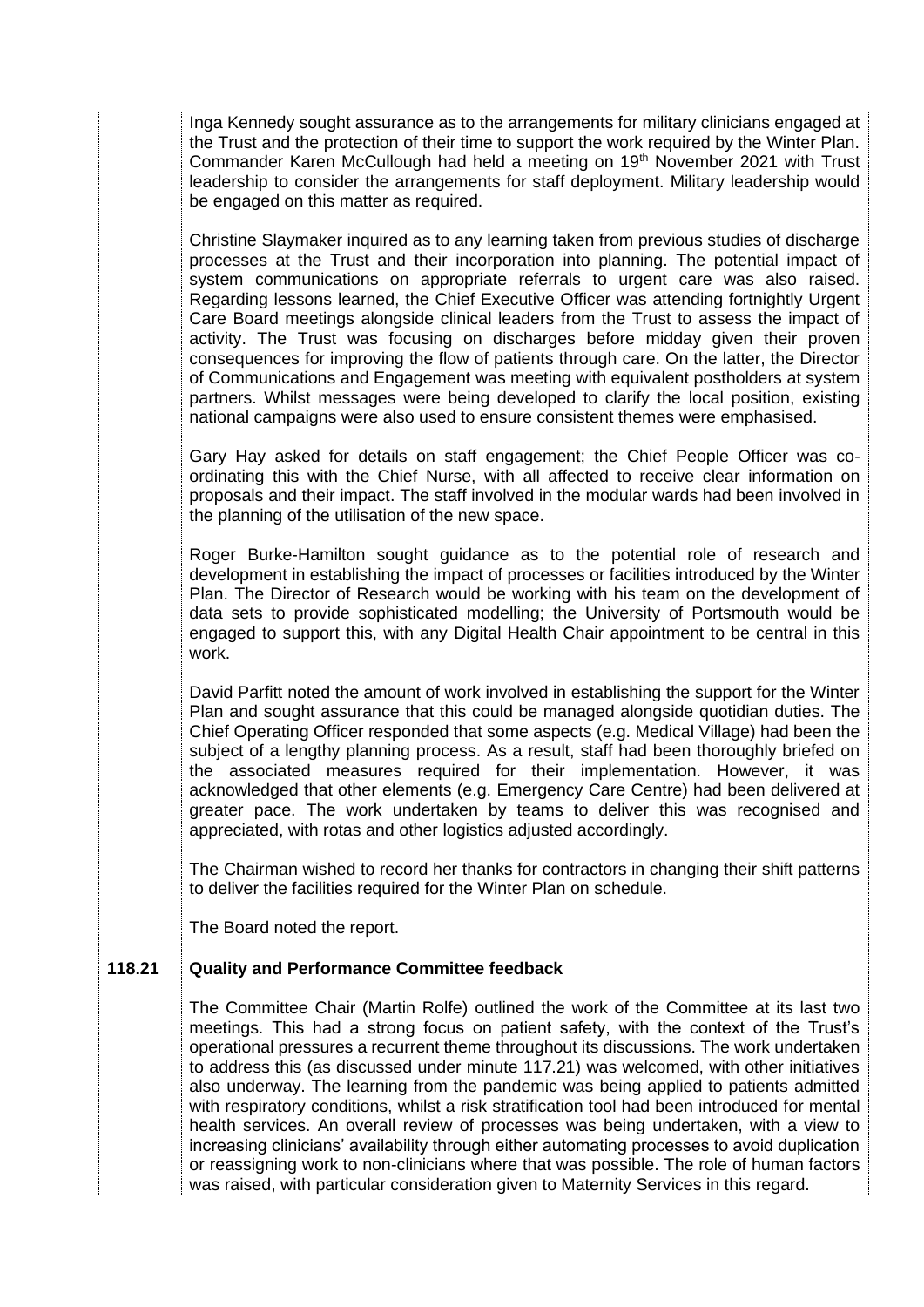Inga Kennedy sought assurance as to the arrangements for military clinicians engaged at the Trust and the protection of their time to support the work required by the Winter Plan. Commander Karen McCullough had held a meeting on 19th November 2021 with Trust leadership to consider the arrangements for staff deployment. Military leadership would be engaged on this matter as required.

Christine Slaymaker inquired as to any learning taken from previous studies of discharge processes at the Trust and their incorporation into planning. The potential impact of system communications on appropriate referrals to urgent care was also raised. Regarding lessons learned, the Chief Executive Officer was attending fortnightly Urgent Care Board meetings alongside clinical leaders from the Trust to assess the impact of activity. The Trust was focusing on discharges before midday given their proven consequences for improving the flow of patients through care. On the latter, the Director of Communications and Engagement was meeting with equivalent postholders at system partners. Whilst messages were being developed to clarify the local position, existing national campaigns were also used to ensure consistent themes were emphasised.

Gary Hay asked for details on staff engagement; the Chief People Officer was co-ordinating this with the Chief Nurse, with all affected to receive clear information on proposals and their impact. The staff involved in the modular wards had been involved in the planning of the utilisation of the new space.

Roger Burke-Hamilton sought guidance as to the potential role of research and development in establishing the impact of processes or facilities introduced by the Winter Plan. The Director of Research would be working with his team on the development of data sets to provide sophisticated modelling; the University of Portsmouth would be engaged to support this, with any Digital Health Chair appointment to be central in this work.

David Parfitt noted the amount of work involved in establishing the support for the Winter Plan and sought assurance that this could be managed alongside quotidian duties. The Chief Operating Officer responded that some aspects (e.g. Medical Village) had been the subject of a lengthy planning process. As a result, staff had been thoroughly briefed on the associated measures required for their implementation. However, it was acknowledged that other elements (e.g. Emergency Care Centre) had been delivered at greater pace. The work undertaken by teams to deliver this was recognised and appreciated, with rotas and other logistics adjusted accordingly.

The Chairman wished to record her thanks for contractors in changing their shift patterns to deliver the facilities required for the Winter Plan on schedule.

The Board noted the report.

**118.21 Quality and Performance Committee feedback**

The Committee Chair (Martin Rolfe) outlined the work of the Committee at its last two meetings. This had a strong focus on patient safety, with the context of the Trust's operational pressures a recurrent theme throughout its discussions. The work undertaken to address this (as discussed under minute 117.21) was welcomed, with other initiatives also underway. The learning from the pandemic was being applied to patients admitted with respiratory conditions, whilst a risk stratification tool had been introduced for mental health services. An overall review of processes was being undertaken, with a view to increasing clinicians' availability through either automating processes to avoid duplication or reassigning work to non-clinicians where that was possible. The role of human factors was raised, with particular consideration given to Maternity Services in this regard.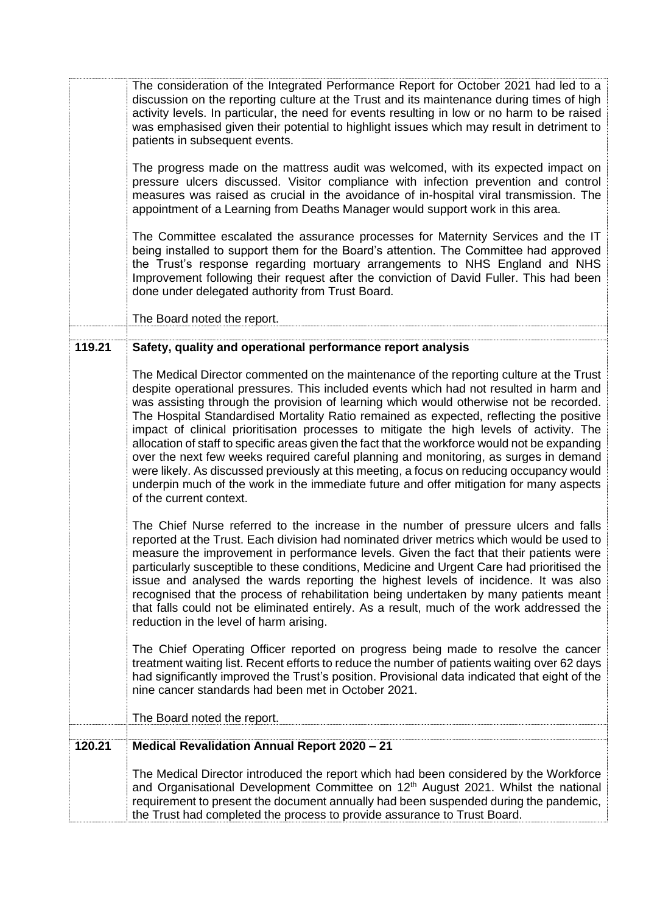The consideration of the Integrated Performance Report for October 2021 had led to a discussion on the reporting culture at the Trust and its maintenance during times of high activity levels. In particular, the need for events resulting in low or no harm to be raised was emphasised given their potential to highlight issues which may result in detriment to patients in subsequent events.

The progress made on the mattress audit was welcomed, with its expected impact on pressure ulcers discussed. Visitor compliance with infection prevention and control measures was raised as crucial in the avoidance of in-hospital viral transmission. The appointment of a Learning from Deaths Manager would support work in this area.

The Committee escalated the assurance processes for Maternity Services and the IT being installed to support them for the Board's attention. The Committee had approved the Trust's response regarding mortuary arrangements to NHS England and NHS Improvement following their request after the conviction of David Fuller. This had been done under delegated authority from Trust Board.

The Board noted the report.

**119.21 Safety, quality and operational performance report analysis**

The Medical Director commented on the maintenance of the reporting culture at the Trust despite operational pressures. This included events which had not resulted in harm and was assisting through the provision of learning which would otherwise not be recorded. The Hospital Standardised Mortality Ratio remained as expected, reflecting the positive impact of clinical prioritisation processes to mitigate the high levels of activity. The allocation of staff to specific areas given the fact that the workforce would not be expanding over the next few weeks required careful planning and monitoring, as surges in demand were likely. As discussed previously at this meeting, a focus on reducing occupancy would underpin much of the work in the immediate future and offer mitigation for many aspects of the current context.

The Chief Nurse referred to the increase in the number of pressure ulcers and falls reported at the Trust. Each division had nominated driver metrics which would be used to measure the improvement in performance levels. Given the fact that their patients were particularly susceptible to these conditions, Medicine and Urgent Care had prioritised the issue and analysed the wards reporting the highest levels of incidence. It was also recognised that the process of rehabilitation being undertaken by many patients meant that falls could not be eliminated entirely. As a result, much of the work addressed the reduction in the level of harm arising.

The Chief Operating Officer reported on progress being made to resolve the cancer treatment waiting list. Recent efforts to reduce the number of patients waiting over 62 days had significantly improved the Trust's position. Provisional data indicated that eight of the nine cancer standards had been met in October 2021.

The Board noted the report.

**120.21 Medical Revalidation Annual Report 2020 – 21**

The Medical Director introduced the report which had been considered by the Workforce and Organisational Development Committee on 12th August 2021. Whilst the national requirement to present the document annually had been suspended during the pandemic, the Trust had completed the process to provide assurance to Trust Board.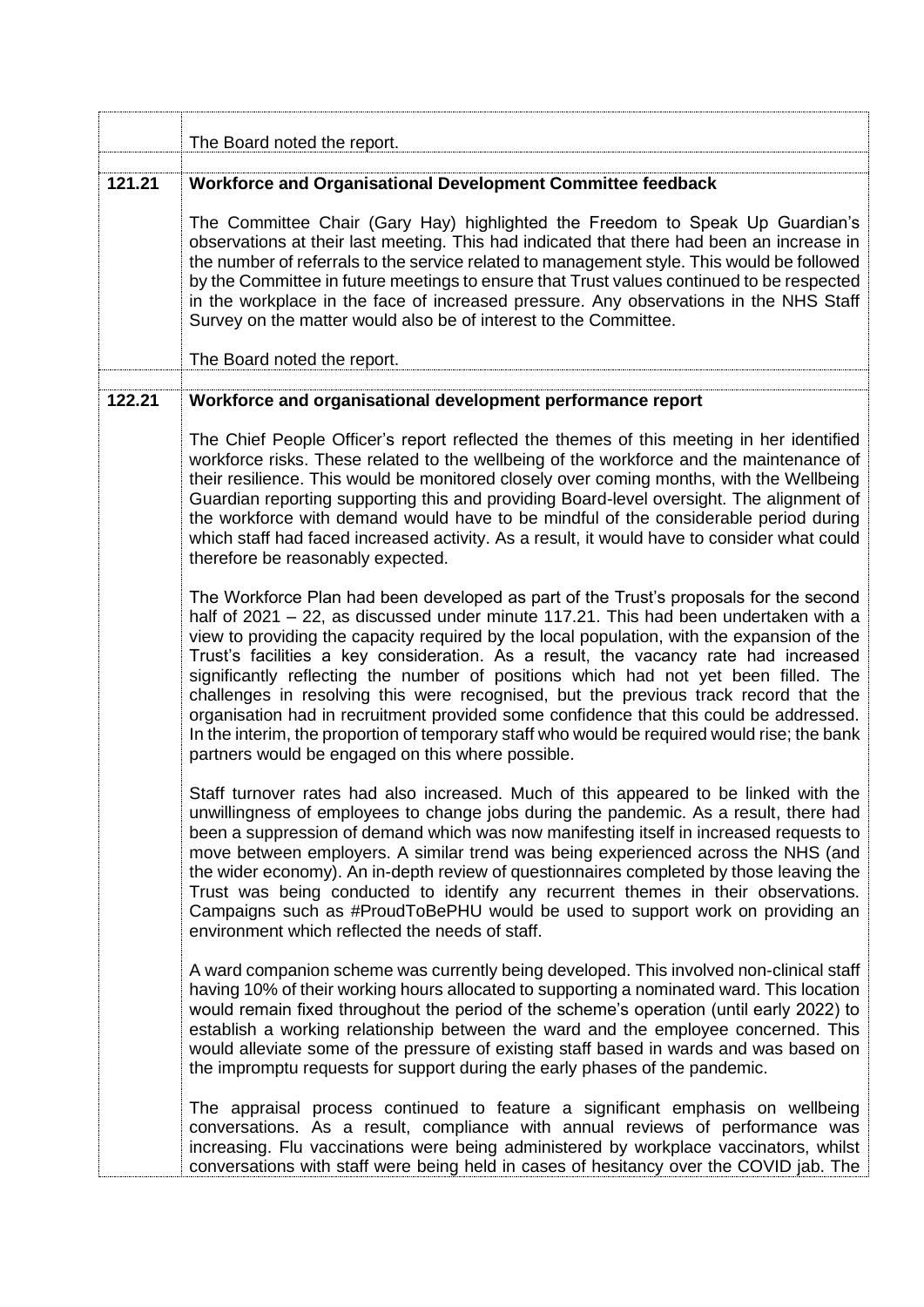|  |  |
|---|---|
|  | The Board noted the report. |
| **121.21** | **Workforce and Organisational Development Committee feedback**<br><br>The Committee Chair (Gary Hay) highlighted the Freedom to Speak Up Guardian's observations at their last meeting. This had indicated that there had been an increase in the number of referrals to the service related to management style. This would be followed by the Committee in future meetings to ensure that Trust values continued to be respected in the workplace in the face of increased pressure. Any observations in the NHS Staff Survey on the matter would also be of interest to the Committee.<br><br>The Board noted the report. |
| **122.21** | **Workforce and organisational development performance report**<br><br>The Chief People Officer's report reflected the themes of this meeting in her identified workforce risks. These related to the wellbeing of the workforce and the maintenance of their resilience. This would be monitored closely over coming months, with the Wellbeing Guardian reporting supporting this and providing Board-level oversight. The alignment of the workforce with demand would have to be mindful of the considerable period during which staff had faced increased activity. As a result, it would have to consider what could therefore be reasonably expected.<br><br>The Workforce Plan had been developed as part of the Trust's proposals for the second half of 2021 – 22, as discussed under minute 117.21. This had been undertaken with a view to providing the capacity required by the local population, with the expansion of the Trust's facilities a key consideration. As a result, the vacancy rate had increased significantly reflecting the number of positions which had not yet been filled. The challenges in resolving this were recognised, but the previous track record that the organisation had in recruitment provided some confidence that this could be addressed. In the interim, the proportion of temporary staff who would be required would rise; the bank partners would be engaged on this where possible.<br><br>Staff turnover rates had also increased. Much of this appeared to be linked with the unwillingness of employees to change jobs during the pandemic. As a result, there had been a suppression of demand which was now manifesting itself in increased requests to move between employers. A similar trend was being experienced across the NHS (and the wider economy). An in-depth review of questionnaires completed by those leaving the Trust was being conducted to identify any recurrent themes in their observations. Campaigns such as #ProudToBePHU would be used to support work on providing an environment which reflected the needs of staff.<br><br>A ward companion scheme was currently being developed. This involved non-clinical staff having 10% of their working hours allocated to supporting a nominated ward. This location would remain fixed throughout the period of the scheme's operation (until early 2022) to establish a working relationship between the ward and the employee concerned. This would alleviate some of the pressure of existing staff based in wards and was based on the impromptu requests for support during the early phases of the pandemic.<br><br>The appraisal process continued to feature a significant emphasis on wellbeing conversations. As a result, compliance with annual reviews of performance was increasing. Flu vaccinations were being administered by workplace vaccinators, whilst conversations with staff were being held in cases of hesitancy over the COVID jab. The |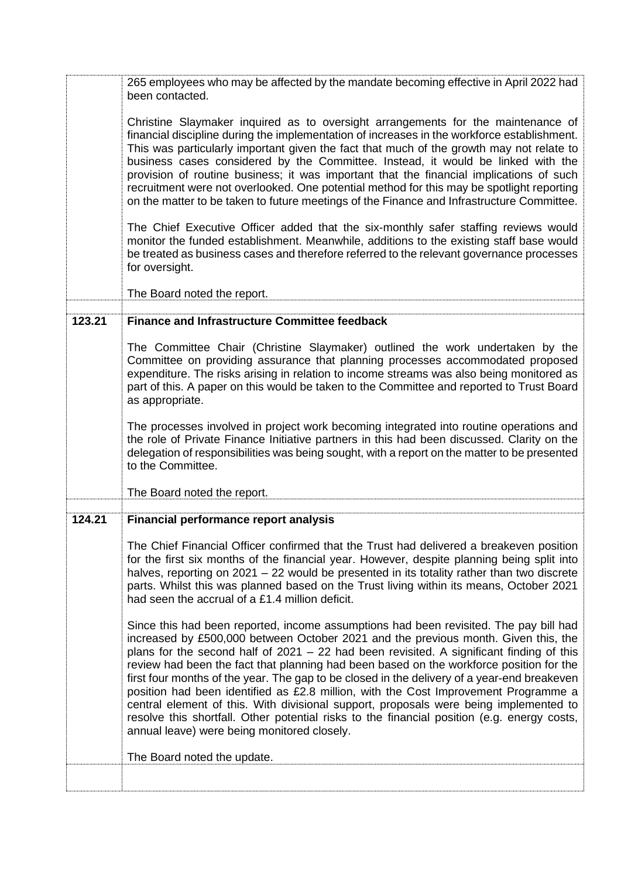| | |
|---|---|
| | 265 employees who may be affected by the mandate becoming effective in April 2022 had been contacted.<br><br>Christine Slaymaker inquired as to oversight arrangements for the maintenance of financial discipline during the implementation of increases in the workforce establishment. This was particularly important given the fact that much of the growth may not relate to business cases considered by the Committee. Instead, it would be linked with the provision of routine business; it was important that the financial implications of such recruitment were not overlooked. One potential method for this may be spotlight reporting on the matter to be taken to future meetings of the Finance and Infrastructure Committee.<br><br>The Chief Executive Officer added that the six-monthly safer staffing reviews would monitor the funded establishment. Meanwhile, additions to the existing staff base would be treated as business cases and therefore referred to the relevant governance processes for oversight.<br><br>The Board noted the report. |
| | |
| **123.21** | **Finance and Infrastructure Committee feedback**<br><br>The Committee Chair (Christine Slaymaker) outlined the work undertaken by the Committee on providing assurance that planning processes accommodated proposed expenditure. The risks arising in relation to income streams was also being monitored as part of this. A paper on this would be taken to the Committee and reported to Trust Board as appropriate.<br><br>The processes involved in project work becoming integrated into routine operations and the role of Private Finance Initiative partners in this had been discussed. Clarity on the delegation of responsibilities was being sought, with a report on the matter to be presented to the Committee.<br><br>The Board noted the report. |
| | |
| **124.21** | **Financial performance report analysis**<br><br>The Chief Financial Officer confirmed that the Trust had delivered a breakeven position for the first six months of the financial year. However, despite planning being split into halves, reporting on 2021 – 22 would be presented in its totality rather than two discrete parts. Whilst this was planned based on the Trust living within its means, October 2021 had seen the accrual of a £1.4 million deficit.<br><br>Since this had been reported, income assumptions had been revisited. The pay bill had increased by £500,000 between October 2021 and the previous month. Given this, the plans for the second half of 2021 – 22 had been revisited. A significant finding of this review had been the fact that planning had been based on the workforce position for the first four months of the year. The gap to be closed in the delivery of a year-end breakeven position had been identified as £2.8 million, with the Cost Improvement Programme a central element of this. With divisional support, proposals were being implemented to resolve this shortfall. Other potential risks to the financial position (e.g. energy costs, annual leave) were being monitored closely.<br><br>The Board noted the update. |
| | |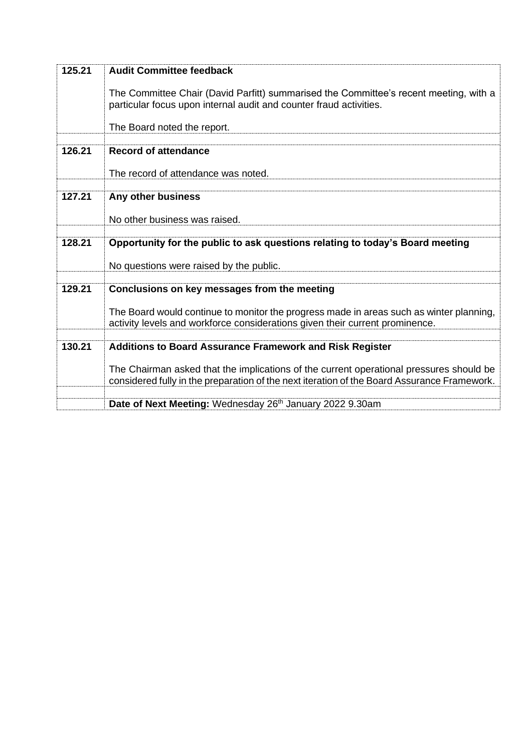| | |
|---|---|
| **125.21** | **Audit Committee feedback**<br><br>The Committee Chair (David Parfitt) summarised the Committee's recent meeting, with a particular focus upon internal audit and counter fraud activities.<br><br>The Board noted the report. |
| | |
| **126.21** | **Record of attendance**<br><br>The record of attendance was noted. |
| | |
| **127.21** | **Any other business**<br><br>No other business was raised. |
| | |
| **128.21** | **Opportunity for the public to ask questions relating to today's Board meeting**<br><br>No questions were raised by the public. |
| | |
| **129.21** | **Conclusions on key messages from the meeting**<br><br>The Board would continue to monitor the progress made in areas such as winter planning, activity levels and workforce considerations given their current prominence. |
| | |
| **130.21** | **Additions to Board Assurance Framework and Risk Register**<br><br>The Chairman asked that the implications of the current operational pressures should be considered fully in the preparation of the next iteration of the Board Assurance Framework. |
| | |
| | **Date of Next Meeting:** Wednesday 26th January 2022 9.30am |